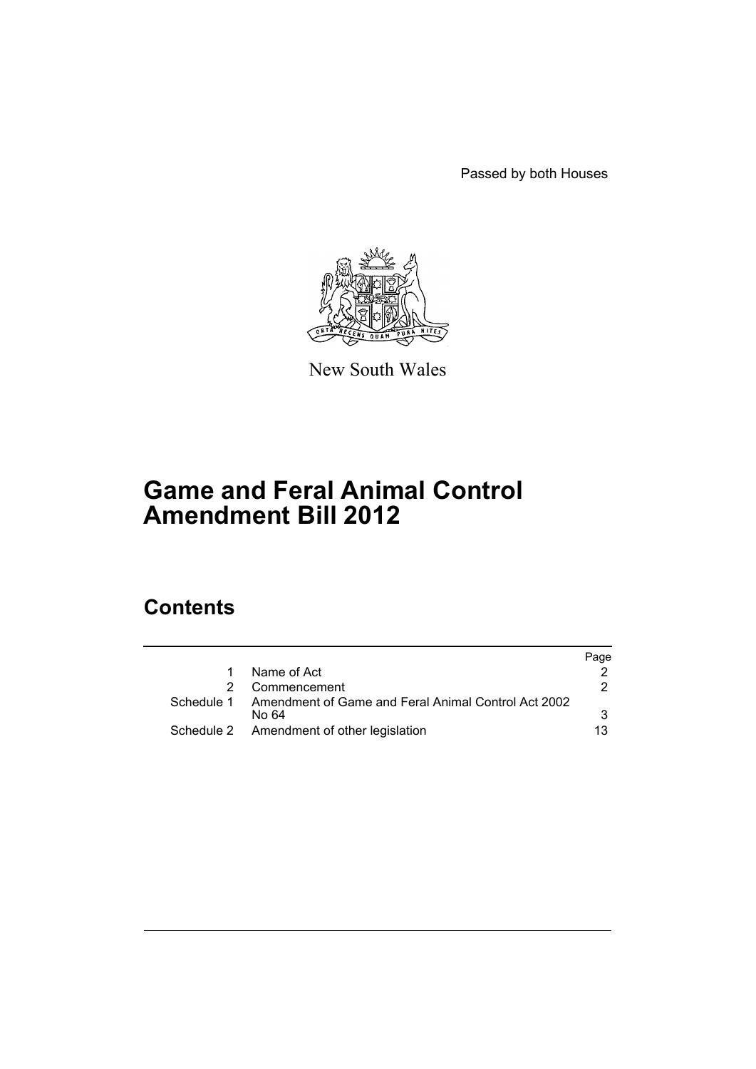Passed by both Houses

New South Wales

# Game and Feral Animal Control Amendment Bill 2012

## Contents

| | | Page |
|---|---|---|
| 1 | Name of Act | 2 |
| 2 | Commencement | 2 |
| Schedule 1 | Amendment of Game and Feral Animal Control Act 2002 No 64 | 3 |
| Schedule 2 | Amendment of other legislation | 13 |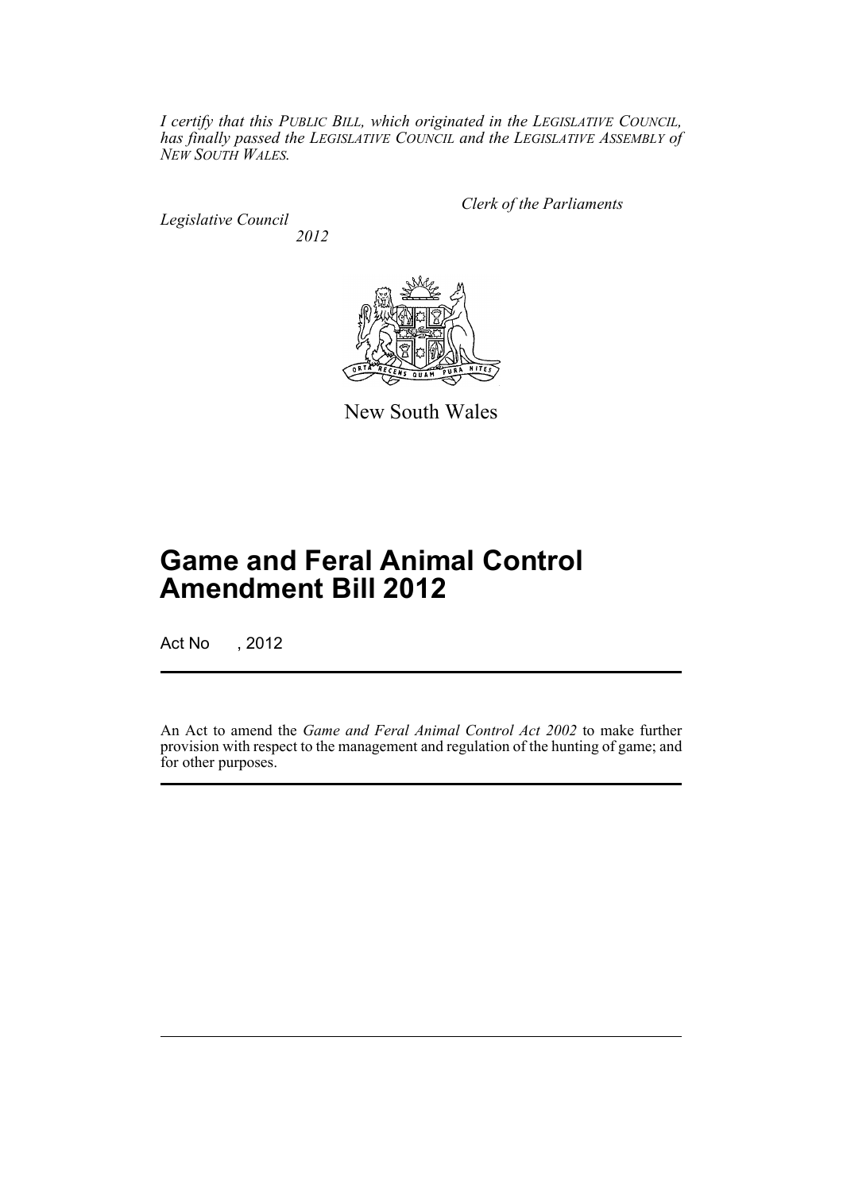*I certify that this PUBLIC BILL, which originated in the LEGISLATIVE COUNCIL, has finally passed the LEGISLATIVE COUNCIL and the LEGISLATIVE ASSEMBLY of NEW SOUTH WALES.*

*Clerk of the Parliaments*

*Legislative Council*

*2012*

New South Wales

# Game and Feral Animal Control Amendment Bill 2012

Act No , 2012

An Act to amend the *Game and Feral Animal Control Act 2002* to make further provision with respect to the management and regulation of the hunting of game; and for other purposes.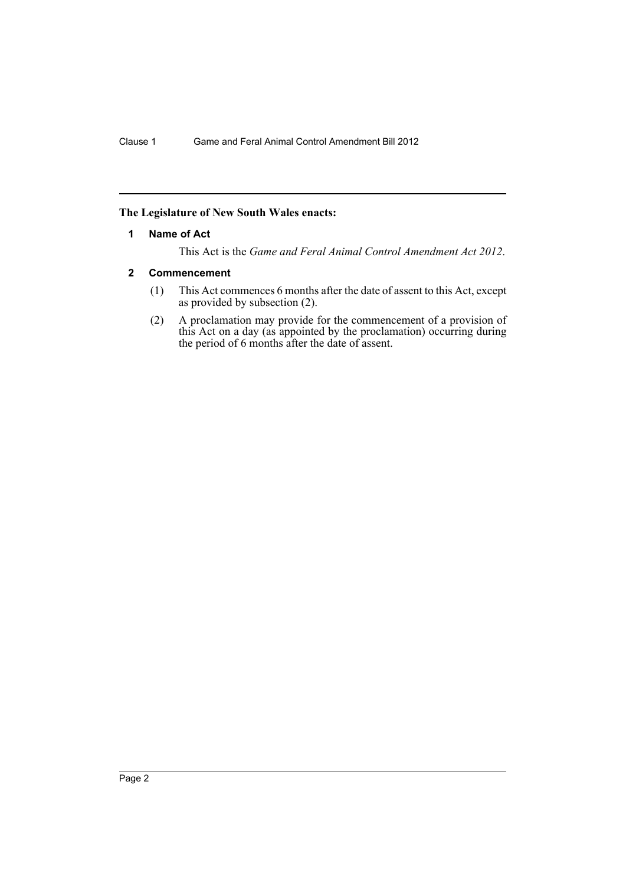**The Legislature of New South Wales enacts:**

### 1 Name of Act

This Act is the *Game and Feral Animal Control Amendment Act 2012*.

### 2 Commencement

(1) This Act commences 6 months after the date of assent to this Act, except as provided by subsection (2).

(2) A proclamation may provide for the commencement of a provision of this Act on a day (as appointed by the proclamation) occurring during the period of 6 months after the date of assent.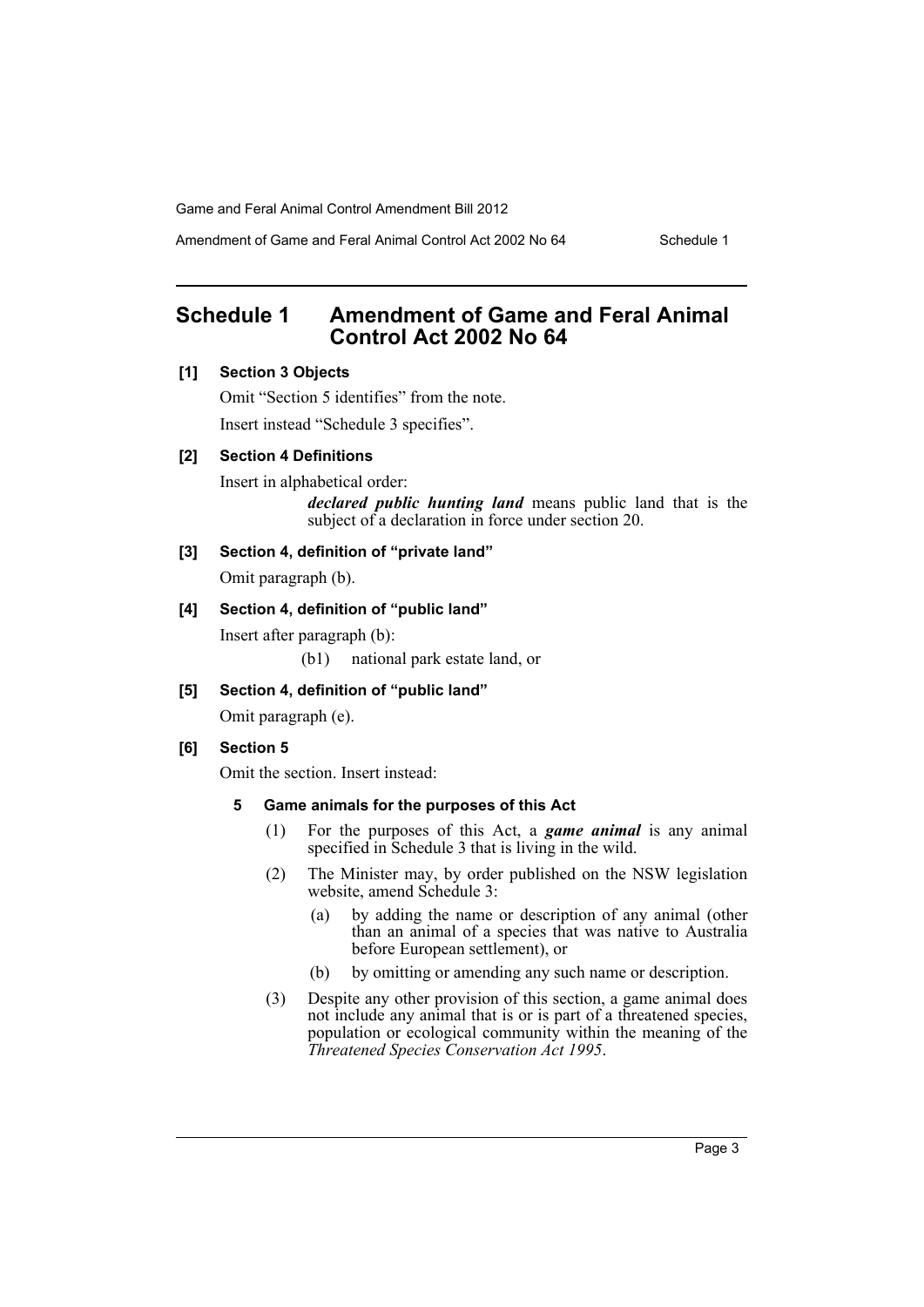## Schedule 1 Amendment of Game and Feral Animal Control Act 2002 No 64

### [1] Section 3 Objects

Omit "Section 5 identifies" from the note.

Insert instead "Schedule 3 specifies".

### [2] Section 4 Definitions

Insert in alphabetical order:

> ***declared public hunting land*** means public land that is the subject of a declaration in force under section 20.

### [3] Section 4, definition of "private land"

Omit paragraph (b).

### [4] Section 4, definition of "public land"

Insert after paragraph (b):

> (b1) national park estate land, or

### [5] Section 4, definition of "public land"

Omit paragraph (e).

### [6] Section 5

Omit the section. Insert instead:

#### 5 Game animals for the purposes of this Act

(1) For the purposes of this Act, a ***game animal*** is any animal specified in Schedule 3 that is living in the wild.

(2) The Minister may, by order published on the NSW legislation website, amend Schedule 3:

- (a) by adding the name or description of any animal (other than an animal of a species that was native to Australia before European settlement), or
- (b) by omitting or amending any such name or description.

(3) Despite any other provision of this section, a game animal does not include any animal that is or is part of a threatened species, population or ecological community within the meaning of the *Threatened Species Conservation Act 1995*.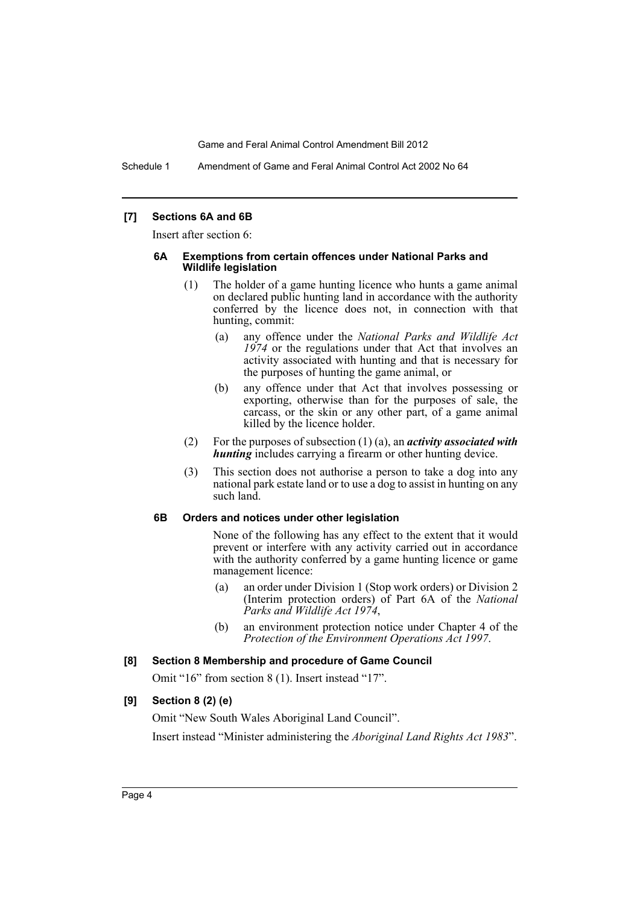### [7] Sections 6A and 6B

Insert after section 6:

#### 6A Exemptions from certain offences under National Parks and Wildlife legislation

(1) The holder of a game hunting licence who hunts a game animal on declared public hunting land in accordance with the authority conferred by the licence does not, in connection with that hunting, commit:

(a) any offence under the *National Parks and Wildlife Act 1974* or the regulations under that Act that involves an activity associated with hunting and that is necessary for the purposes of hunting the game animal, or

(b) any offence under that Act that involves possessing or exporting, otherwise than for the purposes of sale, the carcass, or the skin or any other part, of a game animal killed by the licence holder.

(2) For the purposes of subsection (1) (a), an ***activity associated with hunting*** includes carrying a firearm or other hunting device.

(3) This section does not authorise a person to take a dog into any national park estate land or to use a dog to assist in hunting on any such land.

#### 6B Orders and notices under other legislation

None of the following has any effect to the extent that it would prevent or interfere with any activity carried out in accordance with the authority conferred by a game hunting licence or game management licence:

(a) an order under Division 1 (Stop work orders) or Division 2 (Interim protection orders) of Part 6A of the *National Parks and Wildlife Act 1974*,

(b) an environment protection notice under Chapter 4 of the *Protection of the Environment Operations Act 1997*.

### [8] Section 8 Membership and procedure of Game Council

Omit "16" from section 8 (1). Insert instead "17".

### [9] Section 8 (2) (e)

Omit "New South Wales Aboriginal Land Council".

Insert instead "Minister administering the *Aboriginal Land Rights Act 1983*".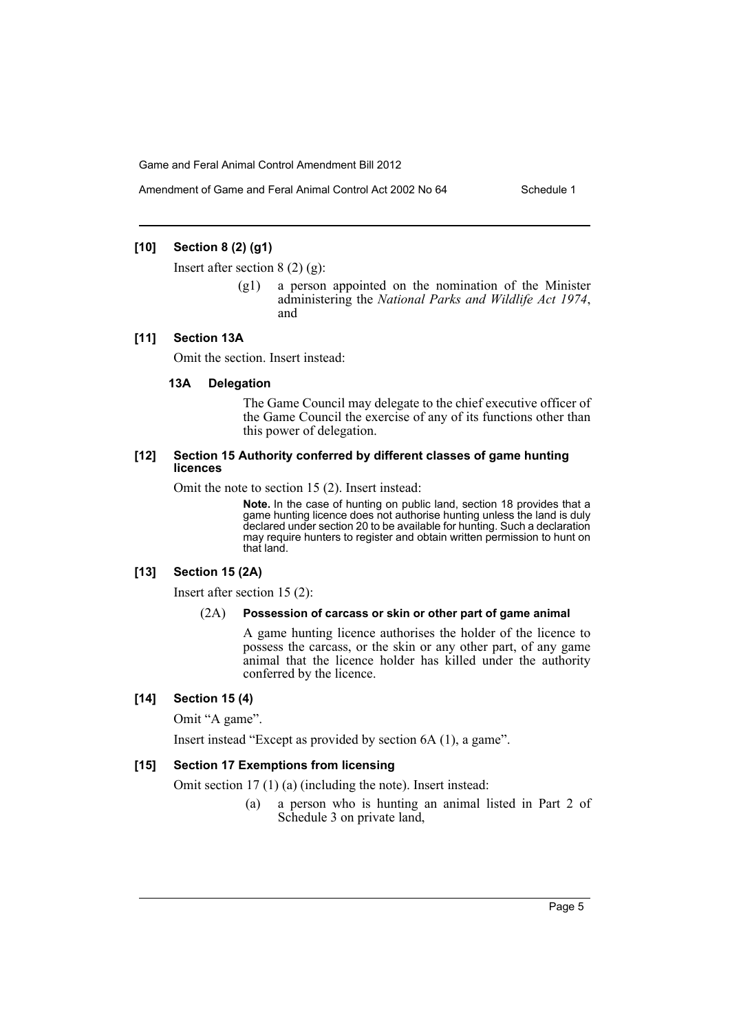**[10] Section 8 (2) (g1)**

Insert after section 8 (2) (g):

(g1) a person appointed on the nomination of the Minister administering the *National Parks and Wildlife Act 1974*, and

**[11] Section 13A**

Omit the section. Insert instead:

**13A Delegation**

The Game Council may delegate to the chief executive officer of the Game Council the exercise of any of its functions other than this power of delegation.

**[12] Section 15 Authority conferred by different classes of game hunting licences**

Omit the note to section 15 (2). Insert instead:

**Note.** In the case of hunting on public land, section 18 provides that a game hunting licence does not authorise hunting unless the land is duly declared under section 20 to be available for hunting. Such a declaration may require hunters to register and obtain written permission to hunt on that land.

**[13] Section 15 (2A)**

Insert after section 15 (2):

(2A) **Possession of carcass or skin or other part of game animal**

A game hunting licence authorises the holder of the licence to possess the carcass, or the skin or any other part, of any game animal that the licence holder has killed under the authority conferred by the licence.

**[14] Section 15 (4)**

Omit "A game".

Insert instead "Except as provided by section 6A (1), a game".

**[15] Section 17 Exemptions from licensing**

Omit section 17 (1) (a) (including the note). Insert instead:

(a) a person who is hunting an animal listed in Part 2 of Schedule 3 on private land,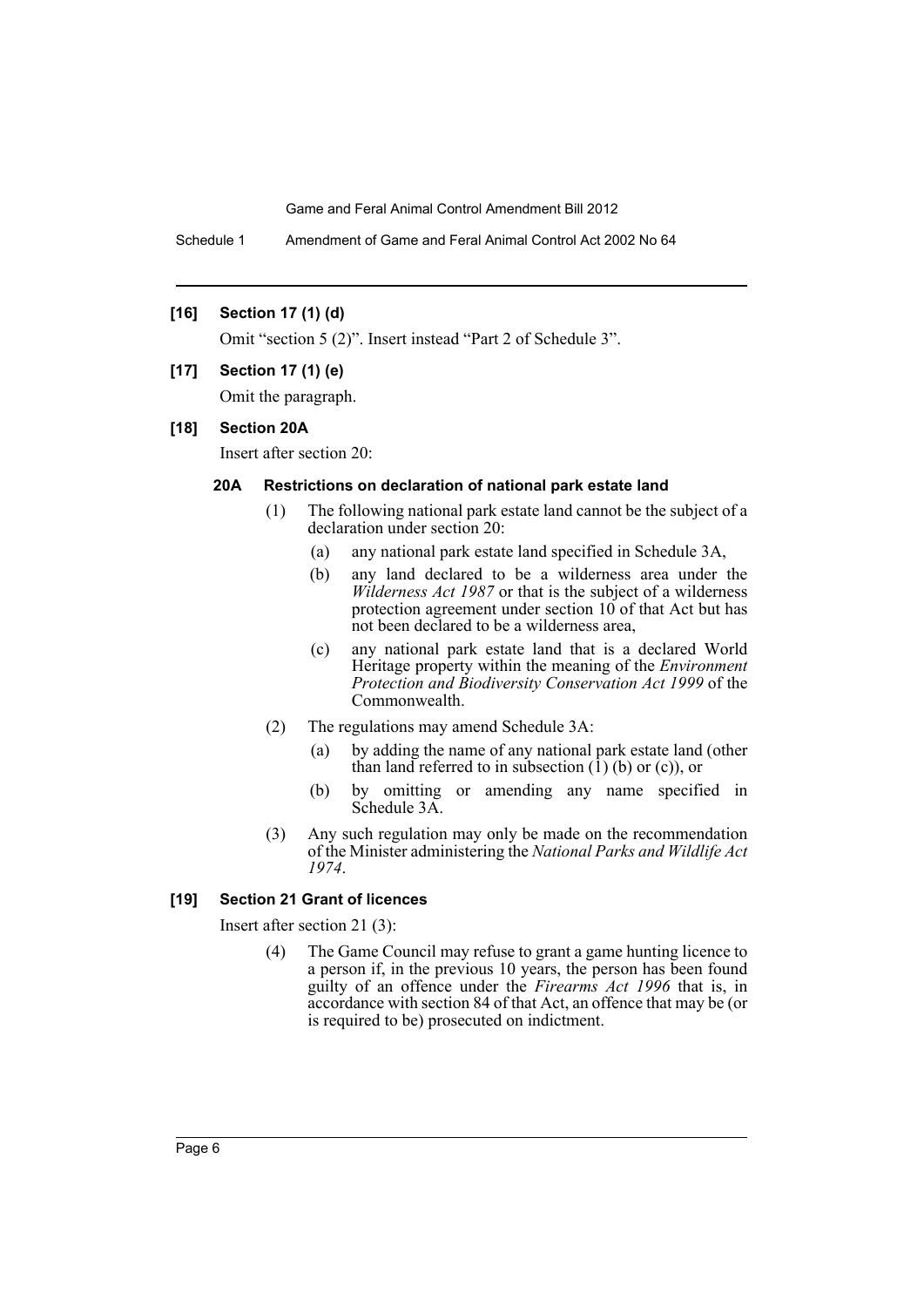**[16] Section 17 (1) (d)**

Omit "section 5 (2)". Insert instead "Part 2 of Schedule 3".

**[17] Section 17 (1) (e)**

Omit the paragraph.

**[18] Section 20A**

Insert after section 20:

**20A Restrictions on declaration of national park estate land**

(1) The following national park estate land cannot be the subject of a declaration under section 20:

(a) any national park estate land specified in Schedule 3A,

(b) any land declared to be a wilderness area under the *Wilderness Act 1987* or that is the subject of a wilderness protection agreement under section 10 of that Act but has not been declared to be a wilderness area,

(c) any national park estate land that is a declared World Heritage property within the meaning of the *Environment Protection and Biodiversity Conservation Act 1999* of the Commonwealth.

(2) The regulations may amend Schedule 3A:

(a) by adding the name of any national park estate land (other than land referred to in subsection (1) (b) or (c)), or

(b) by omitting or amending any name specified in Schedule 3A.

(3) Any such regulation may only be made on the recommendation of the Minister administering the *National Parks and Wildlife Act 1974*.

**[19] Section 21 Grant of licences**

Insert after section 21 (3):

(4) The Game Council may refuse to grant a game hunting licence to a person if, in the previous 10 years, the person has been found guilty of an offence under the *Firearms Act 1996* that is, in accordance with section 84 of that Act, an offence that may be (or is required to be) prosecuted on indictment.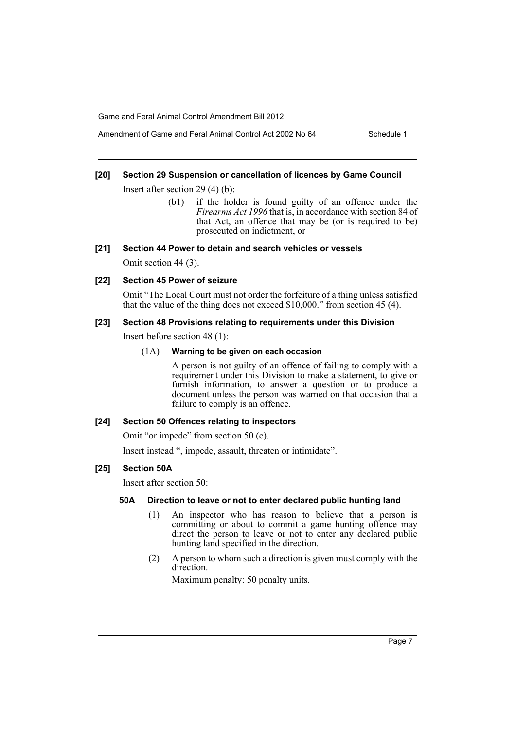### [20] Section 29 Suspension or cancellation of licences by Game Council

Insert after section 29 (4) (b):

> (b1) if the holder is found guilty of an offence under the *Firearms Act 1996* that is, in accordance with section 84 of that Act, an offence that may be (or is required to be) prosecuted on indictment, or

### [21] Section 44 Power to detain and search vehicles or vessels

Omit section 44 (3).

### [22] Section 45 Power of seizure

Omit "The Local Court must not order the forfeiture of a thing unless satisfied that the value of the thing does not exceed $10,000." from section 45 (4).

### [23] Section 48 Provisions relating to requirements under this Division

Insert before section 48 (1):

> (1A) **Warning to be given on each occasion**
>
> A person is not guilty of an offence of failing to comply with a requirement under this Division to make a statement, to give or furnish information, to answer a question or to produce a document unless the person was warned on that occasion that a failure to comply is an offence.

### [24] Section 50 Offences relating to inspectors

Omit "or impede" from section 50 (c).

Insert instead ", impede, assault, threaten or intimidate".

### [25] Section 50A

Insert after section 50:

> **50A Direction to leave or not to enter declared public hunting land**
>
> (1) An inspector who has reason to believe that a person is committing or about to commit a game hunting offence may direct the person to leave or not to enter any declared public hunting land specified in the direction.
>
> (2) A person to whom such a direction is given must comply with the direction.
>
> Maximum penalty: 50 penalty units.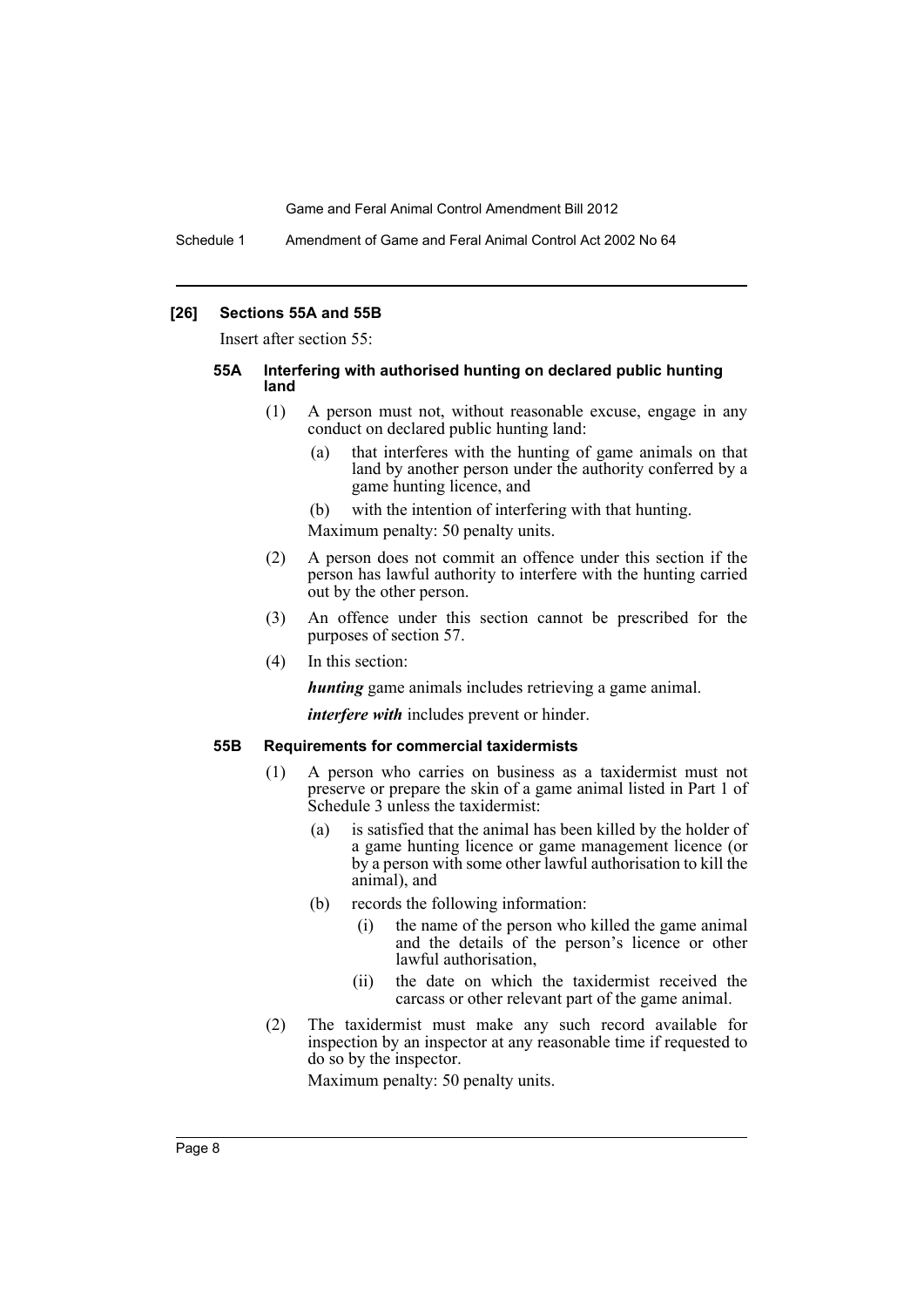### [26] Sections 55A and 55B

Insert after section 55:

#### 55A Interfering with authorised hunting on declared public hunting land

(1) A person must not, without reasonable excuse, engage in any conduct on declared public hunting land:

- (a) that interferes with the hunting of game animals on that land by another person under the authority conferred by a game hunting licence, and
- (b) with the intention of interfering with that hunting.

Maximum penalty: 50 penalty units.

(2) A person does not commit an offence under this section if the person has lawful authority to interfere with the hunting carried out by the other person.

(3) An offence under this section cannot be prescribed for the purposes of section 57.

(4) In this section:

***hunting*** game animals includes retrieving a game animal.

***interfere with*** includes prevent or hinder.

#### 55B Requirements for commercial taxidermists

(1) A person who carries on business as a taxidermist must not preserve or prepare the skin of a game animal listed in Part 1 of Schedule 3 unless the taxidermist:

- (a) is satisfied that the animal has been killed by the holder of a game hunting licence or game management licence (or by a person with some other lawful authorisation to kill the animal), and
- (b) records the following information:
  - (i) the name of the person who killed the game animal and the details of the person's licence or other lawful authorisation,
  - (ii) the date on which the taxidermist received the carcass or other relevant part of the game animal.

(2) The taxidermist must make any such record available for inspection by an inspector at any reasonable time if requested to do so by the inspector.

Maximum penalty: 50 penalty units.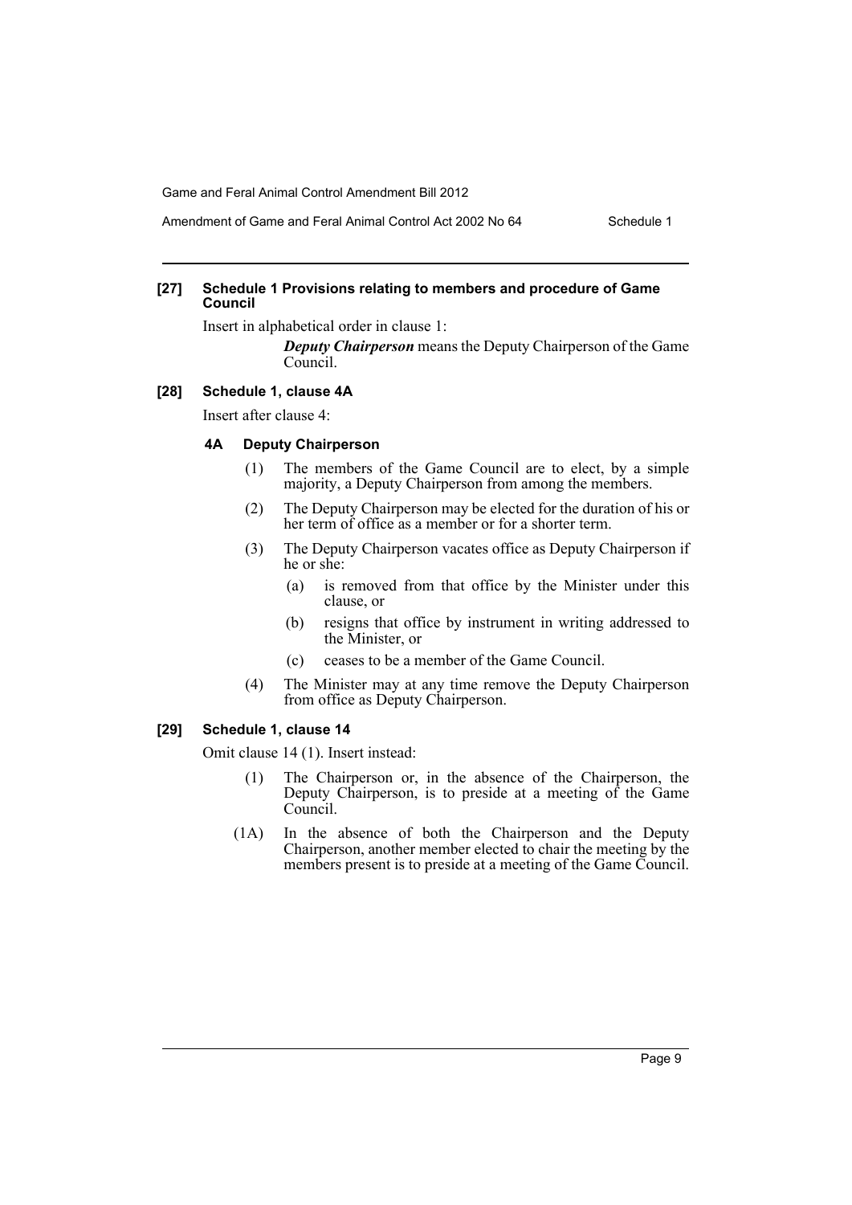**[27] Schedule 1 Provisions relating to members and procedure of Game Council**

Insert in alphabetical order in clause 1:

> ***Deputy Chairperson*** means the Deputy Chairperson of the Game Council.

**[28] Schedule 1, clause 4A**

Insert after clause 4:

**4A Deputy Chairperson**

(1) The members of the Game Council are to elect, by a simple majority, a Deputy Chairperson from among the members.

(2) The Deputy Chairperson may be elected for the duration of his or her term of office as a member or for a shorter term.

(3) The Deputy Chairperson vacates office as Deputy Chairperson if he or she:

- (a) is removed from that office by the Minister under this clause, or
- (b) resigns that office by instrument in writing addressed to the Minister, or
- (c) ceases to be a member of the Game Council.

(4) The Minister may at any time remove the Deputy Chairperson from office as Deputy Chairperson.

**[29] Schedule 1, clause 14**

Omit clause 14 (1). Insert instead:

(1) The Chairperson or, in the absence of the Chairperson, the Deputy Chairperson, is to preside at a meeting of the Game Council.

(1A) In the absence of both the Chairperson and the Deputy Chairperson, another member elected to chair the meeting by the members present is to preside at a meeting of the Game Council.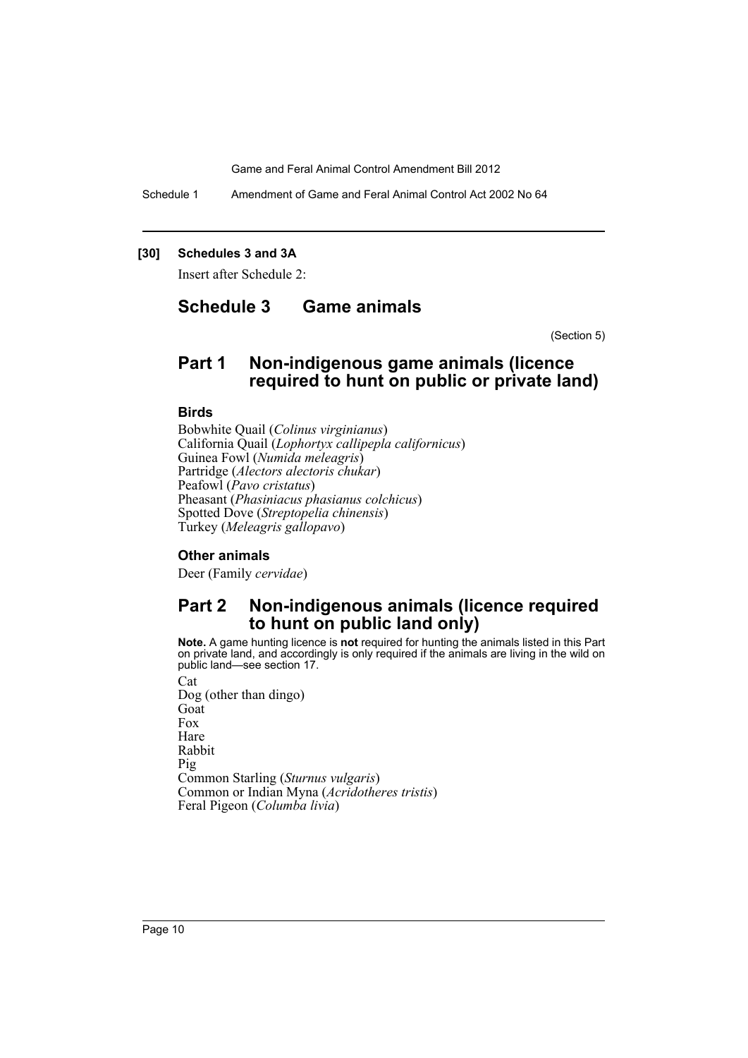**[30] Schedules 3 and 3A**

Insert after Schedule 2:

# Schedule 3 Game animals

(Section 5)

## Part 1 Non-indigenous game animals (licence required to hunt on public or private land)

### Birds

Bobwhite Quail (*Colinus virginianus*)
California Quail (*Lophortyx callipepla californicus*)
Guinea Fowl (*Numida meleagris*)
Partridge (*Alectors alectoris chukar*)
Peafowl (*Pavo cristatus*)
Pheasant (*Phasiniacus phasianus colchicus*)
Spotted Dove (*Streptopelia chinensis*)
Turkey (*Meleagris gallopavo*)

### Other animals

Deer (Family *cervidae*)

## Part 2 Non-indigenous animals (licence required to hunt on public land only)

**Note.** A game hunting licence is **not** required for hunting the animals listed in this Part on private land, and accordingly is only required if the animals are living in the wild on public land—see section 17.

Cat
Dog (other than dingo)
Goat
Fox
Hare
Rabbit
Pig
Common Starling (*Sturnus vulgaris*)
Common or Indian Myna (*Acridotheres tristis*)
Feral Pigeon (*Columba livia*)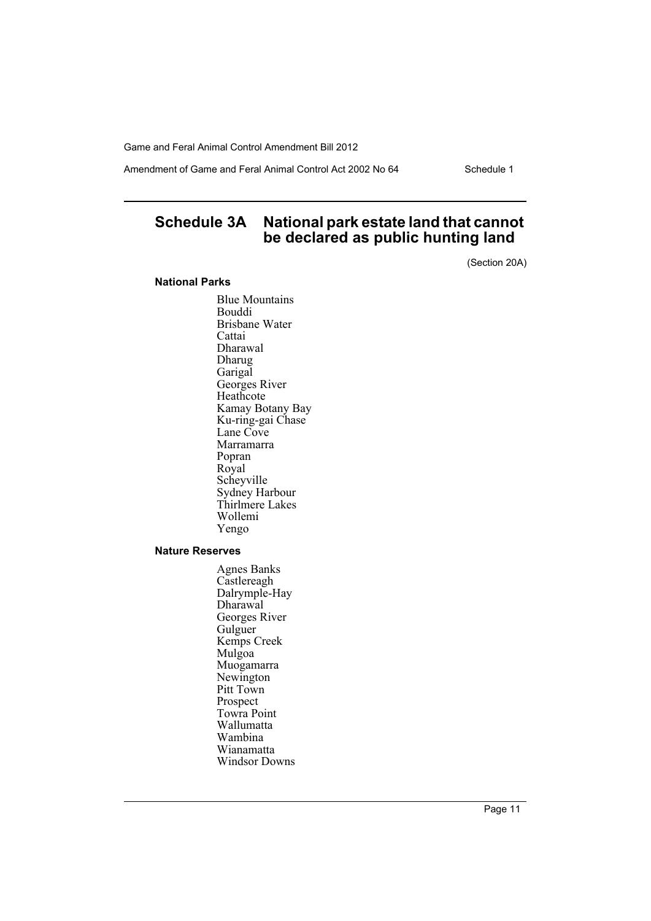## Schedule 3A National park estate land that cannot be declared as public hunting land

(Section 20A)

### National Parks

Blue Mountains
Bouddi
Brisbane Water
Cattai
Dharawal
Dharug
Garigal
Georges River
Heathcote
Kamay Botany Bay
Ku-ring-gai Chase
Lane Cove
Marramarra
Popran
Royal
Scheyville
Sydney Harbour
Thirlmere Lakes
Wollemi
Yengo

### Nature Reserves

Agnes Banks
Castlereagh
Dalrymple-Hay
Dharawal
Georges River
Gulguer
Kemps Creek
Mulgoa
Muogamarra
Newington
Pitt Town
Prospect
Towra Point
Wallumatta
Wambina
Wianamatta
Windsor Downs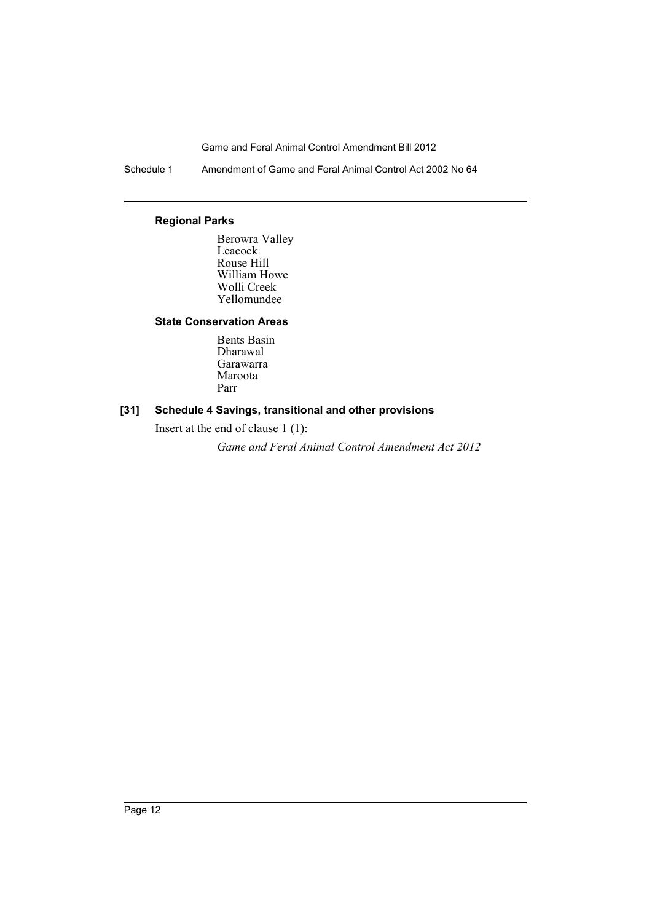**Regional Parks**

Berowra Valley
Leacock
Rouse Hill
William Howe
Wolli Creek
Yellomundee

**State Conservation Areas**

Bents Basin
Dharawal
Garawarra
Maroota
Parr

### [31] Schedule 4 Savings, transitional and other provisions

Insert at the end of clause 1 (1):

*Game and Feral Animal Control Amendment Act 2012*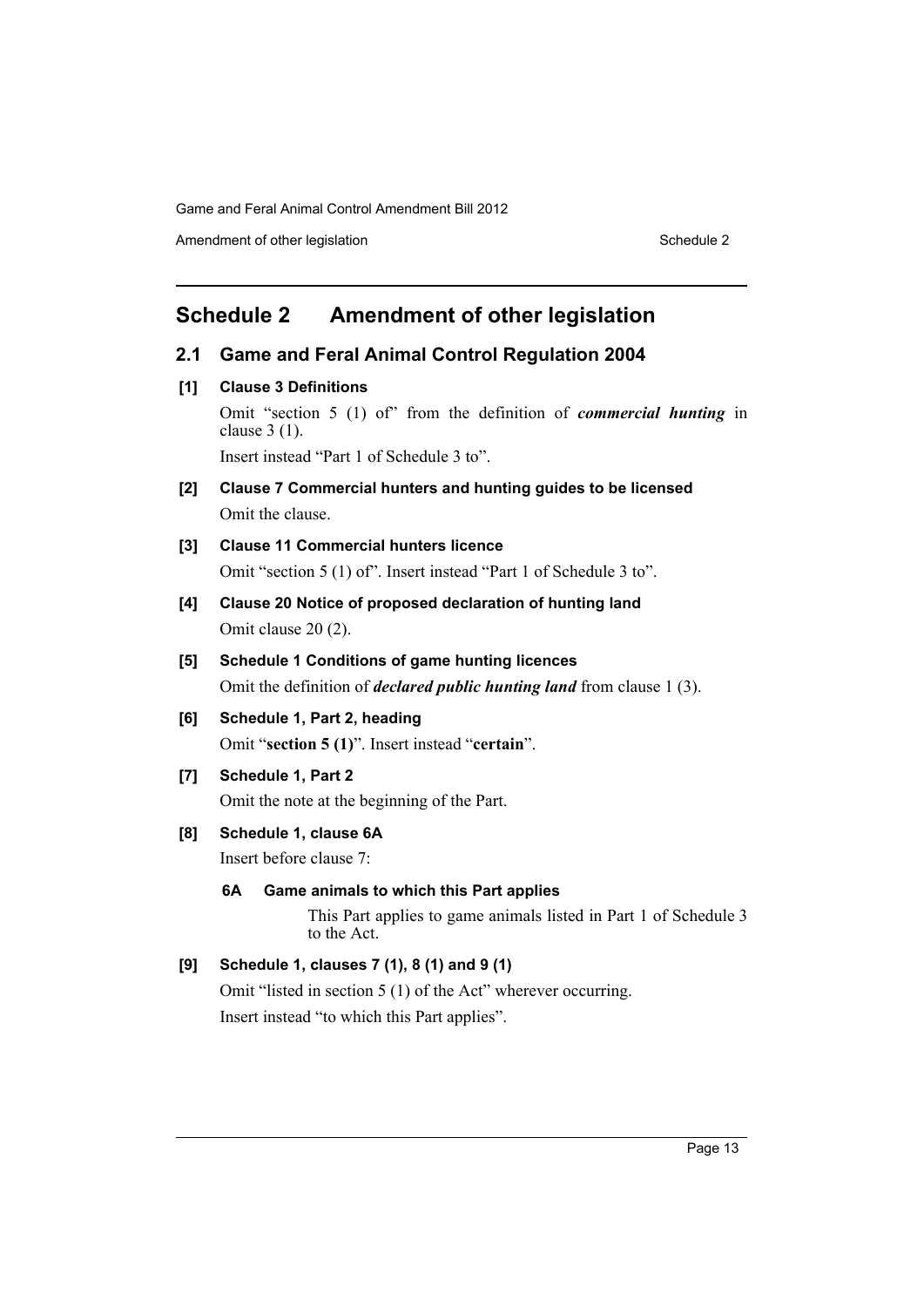# Schedule 2 Amendment of other legislation

## 2.1 Game and Feral Animal Control Regulation 2004

### [1] Clause 3 Definitions

Omit "section 5 (1) of" from the definition of ***commercial hunting*** in clause 3 (1).

Insert instead "Part 1 of Schedule 3 to".

### [2] Clause 7 Commercial hunters and hunting guides to be licensed

Omit the clause.

### [3] Clause 11 Commercial hunters licence

Omit "section 5 (1) of". Insert instead "Part 1 of Schedule 3 to".

### [4] Clause 20 Notice of proposed declaration of hunting land

Omit clause 20 (2).

### [5] Schedule 1 Conditions of game hunting licences

Omit the definition of ***declared public hunting land*** from clause 1 (3).

### [6] Schedule 1, Part 2, heading

Omit "**section 5 (1)**". Insert instead "**certain**".

### [7] Schedule 1, Part 2

Omit the note at the beginning of the Part.

### [8] Schedule 1, clause 6A

Insert before clause 7:

#### 6A Game animals to which this Part applies

This Part applies to game animals listed in Part 1 of Schedule 3 to the Act.

### [9] Schedule 1, clauses 7 (1), 8 (1) and 9 (1)

Omit "listed in section 5 (1) of the Act" wherever occurring.

Insert instead "to which this Part applies".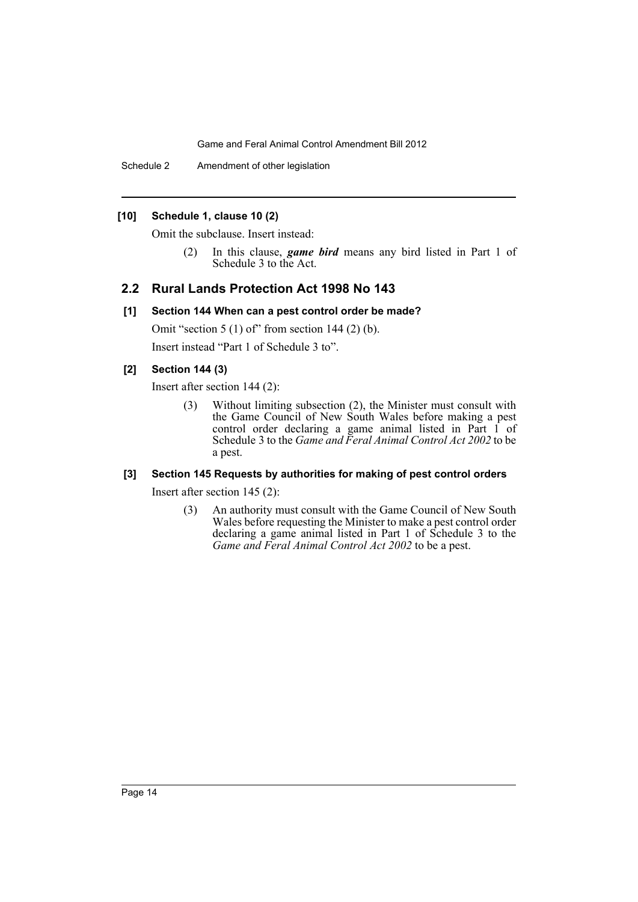**[10] Schedule 1, clause 10 (2)**

Omit the subclause. Insert instead:

> (2) In this clause, ***game bird*** means any bird listed in Part 1 of Schedule 3 to the Act.

## 2.2 Rural Lands Protection Act 1998 No 143

**[1] Section 144 When can a pest control order be made?**

Omit "section 5 (1) of" from section 144 (2) (b).

Insert instead "Part 1 of Schedule 3 to".

**[2] Section 144 (3)**

Insert after section 144 (2):

> (3) Without limiting subsection (2), the Minister must consult with the Game Council of New South Wales before making a pest control order declaring a game animal listed in Part 1 of Schedule 3 to the *Game and Feral Animal Control Act 2002* to be a pest.

**[3] Section 145 Requests by authorities for making of pest control orders**

Insert after section 145 (2):

> (3) An authority must consult with the Game Council of New South Wales before requesting the Minister to make a pest control order declaring a game animal listed in Part 1 of Schedule 3 to the *Game and Feral Animal Control Act 2002* to be a pest.